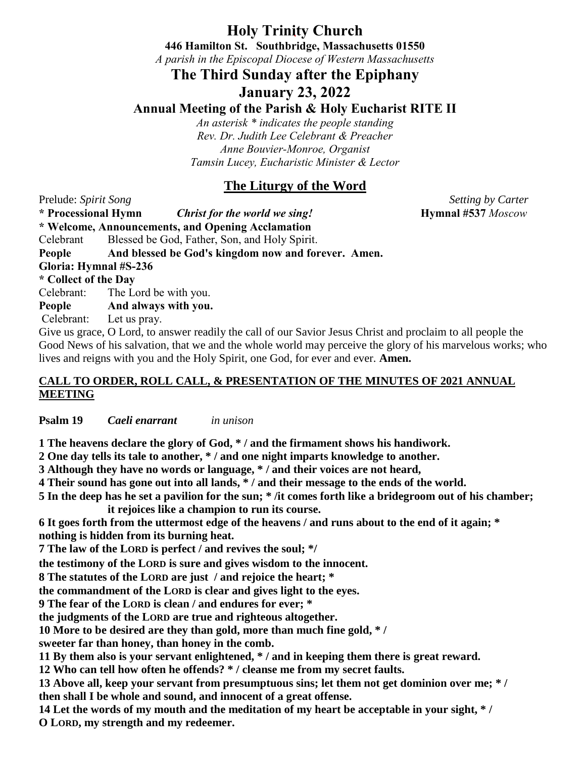# Holy Trinity Church

**446 Hamilton St. Southbridge, Massachusetts 01550**

*A parish in the Episcopal Diocese of Western Massachusetts*

## The Third Sunday after the Epiphany

## January 23, 2022

### Annual Meeting of the Parish & Holy Eucharist RITE II

*An asterisk * indicates the people standing*
*Rev. Dr. Judith Lee Celebrant & Preacher*
*Anne Bouvier-Monroe, Organist*
*Tamsin Lucey, Eucharistic Minister & Lector*

## The Liturgy of the Word

Prelude: *Spirit Song* *Setting by Carter*

**\* Processional Hymn** ***Christ for the world we sing!*** **Hymnal #537** *Moscow*

**\* Welcome, Announcements, and Opening Acclamation**

Celebrant Blessed be God, Father, Son, and Holy Spirit.

**People And blessed be God's kingdom now and forever. Amen.**

**Gloria: Hymnal #S-236**

**\* Collect of the Day**

Celebrant: The Lord be with you.

**People And always with you.**

Celebrant: Let us pray.

Give us grace, O Lord, to answer readily the call of our Savior Jesus Christ and proclaim to all people the Good News of his salvation, that we and the whole world may perceive the glory of his marvelous works; who lives and reigns with you and the Holy Spirit, one God, for ever and ever. **Amen.**

**CALL TO ORDER, ROLL CALL, & PRESENTATION OF THE MINUTES OF 2021 ANNUAL MEETING**

**Psalm 19** ***Caeli enarrant*** *in unison*

**1 The heavens declare the glory of God, * / and the firmament shows his handiwork.**
**2 One day tells its tale to another, * / and one night imparts knowledge to another.**
**3 Although they have no words or language, * / and their voices are not heard,**
**4 Their sound has gone out into all lands, * / and their message to the ends of the world.**
**5 In the deep has he set a pavilion for the sun; * /it comes forth like a bridegroom out of his chamber; it rejoices like a champion to run its course.**
**6 It goes forth from the uttermost edge of the heavens / and runs about to the end of it again; * nothing is hidden from its burning heat.**
**7 The law of the LORD is perfect / and revives the soul; */**
**the testimony of the LORD is sure and gives wisdom to the innocent.**
**8 The statutes of the LORD are just / and rejoice the heart; ***
**the commandment of the LORD is clear and gives light to the eyes.**
**9 The fear of the LORD is clean / and endures for ever; ***
**the judgments of the LORD are true and righteous altogether.**
**10 More to be desired are they than gold, more than much fine gold, * /**
**sweeter far than honey, than honey in the comb.**
**11 By them also is your servant enlightened, * / and in keeping them there is great reward.**
**12 Who can tell how often he offends? * / cleanse me from my secret faults.**
**13 Above all, keep your servant from presumptuous sins; let them not get dominion over me; * /**
**then shall I be whole and sound, and innocent of a great offense.**
**14 Let the words of my mouth and the meditation of my heart be acceptable in your sight, * /**
**O LORD, my strength and my redeemer.**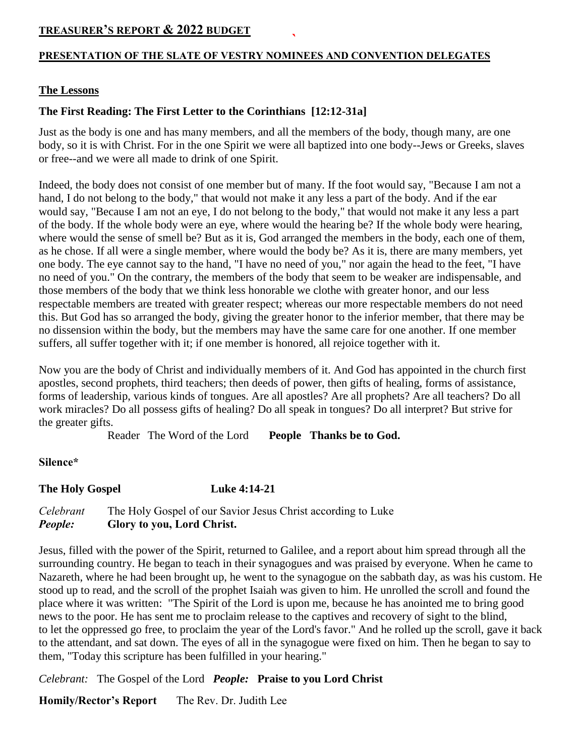**TREASURER'S REPORT & 2022 BUDGET**

**PRESENTATION OF THE SLATE OF VESTRY NOMINEES AND CONVENTION DELEGATES**

**The Lessons**

**The First Reading: The First Letter to the Corinthians [12:12-31a]**

Just as the body is one and has many members, and all the members of the body, though many, are one body, so it is with Christ. For in the one Spirit we were all baptized into one body--Jews or Greeks, slaves or free--and we were all made to drink of one Spirit.

Indeed, the body does not consist of one member but of many. If the foot would say, "Because I am not a hand, I do not belong to the body," that would not make it any less a part of the body. And if the ear would say, "Because I am not an eye, I do not belong to the body," that would not make it any less a part of the body. If the whole body were an eye, where would the hearing be? If the whole body were hearing, where would the sense of smell be? But as it is, God arranged the members in the body, each one of them, as he chose. If all were a single member, where would the body be? As it is, there are many members, yet one body. The eye cannot say to the hand, "I have no need of you," nor again the head to the feet, "I have no need of you." On the contrary, the members of the body that seem to be weaker are indispensable, and those members of the body that we think less honorable we clothe with greater honor, and our less respectable members are treated with greater respect; whereas our more respectable members do not need this. But God has so arranged the body, giving the greater honor to the inferior member, that there may be no dissension within the body, but the members may have the same care for one another. If one member suffers, all suffer together with it; if one member is honored, all rejoice together with it.

Now you are the body of Christ and individually members of it. And God has appointed in the church first apostles, second prophets, third teachers; then deeds of power, then gifts of healing, forms of assistance, forms of leadership, various kinds of tongues. Are all apostles? Are all prophets? Are all teachers? Do all work miracles? Do all possess gifts of healing? Do all speak in tongues? Do all interpret? But strive for the greater gifts.

Reader The Word of the Lord **People Thanks be to God.**

**Silence***

**The Holy Gospel Luke 4:14-21**

*Celebrant* The Holy Gospel of our Savior Jesus Christ according to Luke
***People:*** **Glory to you, Lord Christ.**

Jesus, filled with the power of the Spirit, returned to Galilee, and a report about him spread through all the surrounding country. He began to teach in their synagogues and was praised by everyone. When he came to Nazareth, where he had been brought up, he went to the synagogue on the sabbath day, as was his custom. He stood up to read, and the scroll of the prophet Isaiah was given to him. He unrolled the scroll and found the place where it was written: "The Spirit of the Lord is upon me, because he has anointed me to bring good news to the poor. He has sent me to proclaim release to the captives and recovery of sight to the blind, to let the oppressed go free, to proclaim the year of the Lord's favor." And he rolled up the scroll, gave it back to the attendant, and sat down. The eyes of all in the synagogue were fixed on him. Then he began to say to them, "Today this scripture has been fulfilled in your hearing."

*Celebrant:* The Gospel of the Lord ***People:*** **Praise to you Lord Christ**

**Homily/Rector's Report** The Rev. Dr. Judith Lee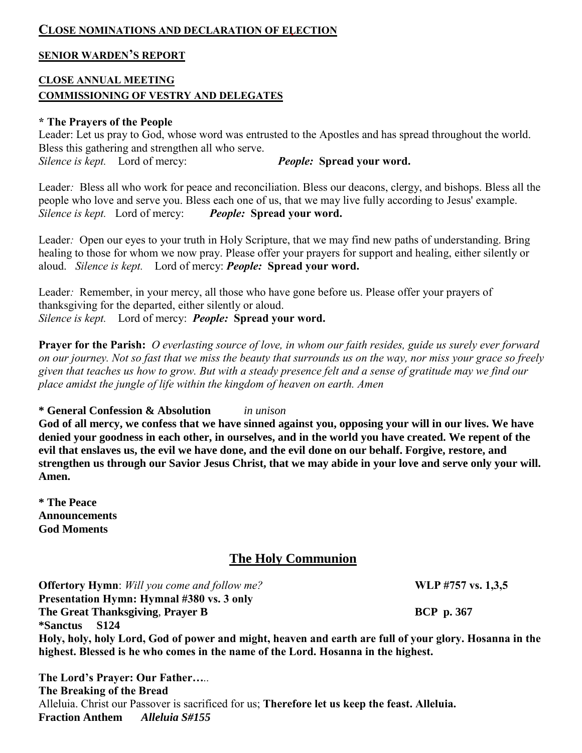**CLOSE NOMINATIONS AND DECLARATION OF ELECTION**

**SENIOR WARDEN'S REPORT**

**CLOSE ANNUAL MEETING**

**COMMISSIONING OF VESTRY AND DELEGATES**

**\* The Prayers of the People**

Leader: Let us pray to God, whose word was entrusted to the Apostles and has spread throughout the world. Bless this gathering and strengthen all who serve.

*Silence is kept.* Lord of mercy: ***People:*** **Spread your word.**

Leader*:* Bless all who work for peace and reconciliation. Bless our deacons, clergy, and bishops. Bless all the people who love and serve you. Bless each one of us, that we may live fully according to Jesus' example.

*Silence is kept.* Lord of mercy: ***People:*** **Spread your word.**

Leader*:* Open our eyes to your truth in Holy Scripture, that we may find new paths of understanding. Bring healing to those for whom we now pray. Please offer your prayers for support and healing, either silently or aloud. *Silence is kept.* Lord of mercy: ***People:*** **Spread your word.**

Leader*:* Remember, in your mercy, all those who have gone before us. Please offer your prayers of thanksgiving for the departed, either silently or aloud.

*Silence is kept.* Lord of mercy: ***People:*** **Spread your word.**

**Prayer for the Parish:** *O everlasting source of love, in whom our faith resides, guide us surely ever forward on our journey. Not so fast that we miss the beauty that surrounds us on the way, nor miss your grace so freely given that teaches us how to grow. But with a steady presence felt and a sense of gratitude may we find our place amidst the jungle of life within the kingdom of heaven on earth. Amen*

**\* General Confession & Absolution** *in unison*

**God of all mercy, we confess that we have sinned against you, opposing your will in our lives. We have denied your goodness in each other, in ourselves, and in the world you have created. We repent of the evil that enslaves us, the evil we have done, and the evil done on our behalf. Forgive, restore, and strengthen us through our Savior Jesus Christ, that we may abide in your love and serve only your will. Amen.**

**\* The Peace**

**Announcements**

**God Moments**

## The Holy Communion

**Offertory Hymn**: *Will you come and follow me?* **WLP #757 vs. 1,3,5**

**Presentation Hymn: Hymnal #380 vs. 3 only**

**The Great Thanksgiving**, **Prayer B** **BCP p. 367**

**\*Sanctus S124**

**Holy, holy, holy Lord, God of power and might, heaven and earth are full of your glory. Hosanna in the highest. Blessed is he who comes in the name of the Lord. Hosanna in the highest.**

**The Lord's Prayer: Our Father…..**

**The Breaking of the Bread**

Alleluia. Christ our Passover is sacrificed for us; **Therefore let us keep the feast. Alleluia.**

**Fraction Anthem** ***Alleluia S#155***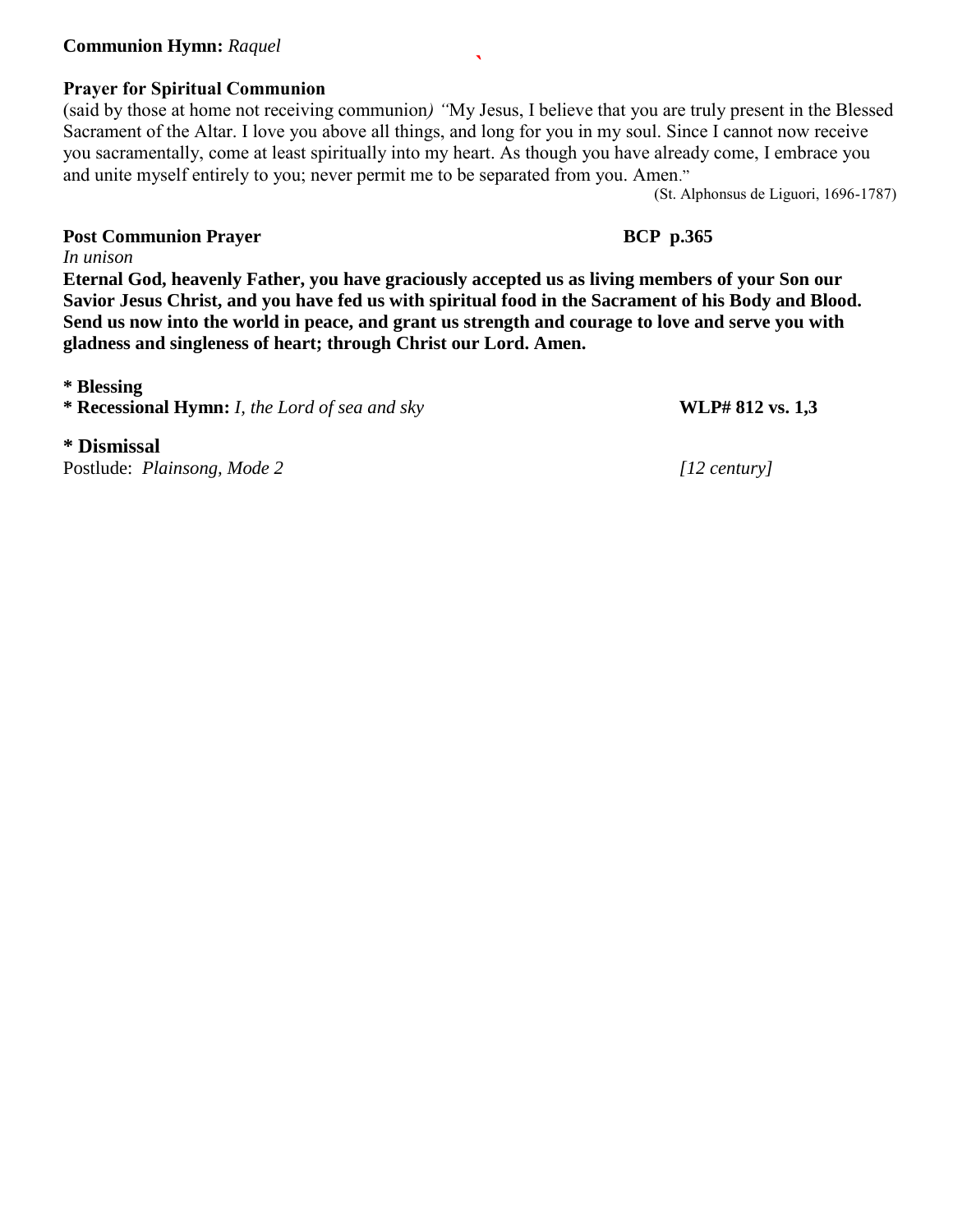**Communion Hymn:** *Raquel*

**Prayer for Spiritual Communion**

(said by those at home not receiving communion*)* *"*My Jesus, I believe that you are truly present in the Blessed Sacrament of the Altar. I love you above all things, and long for you in my soul. Since I cannot now receive you sacramentally, come at least spiritually into my heart. As though you have already come, I embrace you and unite myself entirely to you; never permit me to be separated from you. Amen."

(St. Alphonsus de Liguori, 1696-1787)

**Post Communion Prayer** **BCP p.365**

*In unison*

**Eternal God, heavenly Father, you have graciously accepted us as living members of your Son our Savior Jesus Christ, and you have fed us with spiritual food in the Sacrament of his Body and Blood. Send us now into the world in peace, and grant us strength and courage to love and serve you with gladness and singleness of heart; through Christ our Lord. Amen.**

**\* Blessing**

**\* Recessional Hymn:** *I, the Lord of sea and sky* **WLP# 812 vs. 1,3**

**\* Dismissal**

Postlude: *Plainsong, Mode 2* *[12 century]*